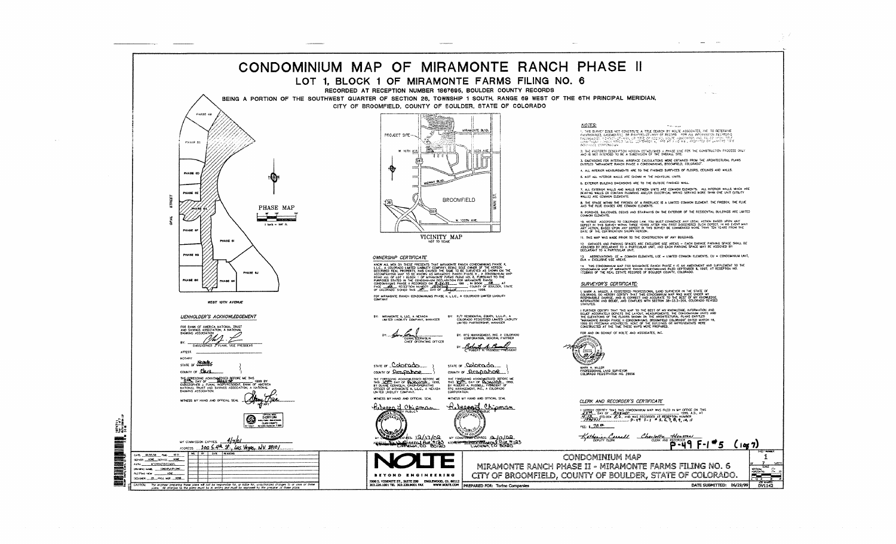# CONDOMINIUM MAP OF MIRAMONTE RANCH PHASE II

## LOT 1, BLOCK 1 OF MIRAMONTE FARMS FILING NO. 6

### RECORDED AT RECEPTION NUMBER 1867695, BOULDER COUNTY RECORDS

BEING A PORTION OF THE SOUTHWEST QUARTER OF SECTION 26, TOWNSHIP 1 SOUTH, RANGE 69 WEST OF THE 6TH PRINCIPAL MERIDIAN, CITY OF BROOMFIELD, COUNTY OF BOULDER, STATE OF COLORADO

PHASE MAP

1 inch = 100 ft.

PHASE 6B, PHASE 6D, PHASE 6C, PHASE 6E, PHASE 6A, PHASE 6F, PHASE 6I, PHASE 6G, PHASE 6J, PHASE 6H, PHASE 6K

OPAL STREET

WEST 10TH AVENUE

VICINITY MAP

NOT TO SCALE

PROJECT SITE, MIRAMONTE BLVD., W. 10TH AVE., 287, MIDWAY BLVD., BROOMFIELD, 36, MAIN ST., W. 120TH AVE.

### OWNERSHIP CERTIFICATE

KNOW ALL MEN BY THESE PRESENTS THAT MIRAMONTE RANCH CONDOMINIUMS PHASE II, L.L.C., A COLORADO LIMITED LIABILITY COMPANY, BEING SOLE OWNER OF THE HEREIN DESCRIBED REAL PROPERTY, HAS CAUSED THE SAME TO BE SURVEYED AS SHOWN ON THE ACCOMPANYING MAP TO BE KNOWN AS MIRAMONTE RANCH PHASE II, A CONDOMINIUM MAP BEING ALL OF LOT 1 BLOCK 1 OF MIRAMONTE FARMS FILING NO. 6, PURSUANT TO THE PURPOSES STATED IN THE CONDOMINIUM DECLARATION FOR MIRAMONTE RANCH CONDOMINIUMS PHASE II RECORDED ON 8-26-99 IN BOOK ___ AT PAGE ___ RECEPTION NUMBER 1974310 COUNTY OF BOULDER, STATE OF COLORADO. SIGNED THIS 16th DAY OF August 1999.

FOR MIRAMONTE RANCH CONDOMINIUMS PHASE II, L.L.C., A COLORADO LIMITED LIABILITY COMPANY

BY: MIRAMONTE II, LLC, A NEVADA LIMITED LIABILITY COMPANY, MANAGER

BY: [signature] DUANE CERNIGLIA, CHIEF OPERATING OFFICER

BY: R/T RESIDENTIAL EQUITY, L.L.L.P., A COLORADO REGISTERED LIMITED LIABILITY LIMITED PARTNERSHIP, MANAGER

BY: RFG MANAGEMENT, INC. A COLORADO CORPORATION, GENERAL PARTNER

BY: [signature] ROBERT A. RUSSELL, PRESIDENT

STATE OF Colorado )

COUNTY OF Arapahoe )

THE FOREGOING ACKNOWLEDGED BEFORE ME THIS 16th DAY OF August, 1999, BY DUANE CERNIGLIA, CHIEF OPERATING OFFICER OF MIRAMONTE II, L.L.C., A NEVADA LIMITED LIABILITY COMPANY.

WITNESS MY HAND AND OFFICIAL SEAL

Rebecca J. Chipman

MY COMMISSION EXPIRES: 12/17/02

ADDRESS: 5619 DTC Pkwy #123 Englewood, CO 80111

STATE OF Colorado )

COUNTY OF Arapahoe )

THE FOREGOING ACKNOWLEDGED BEFORE ME THIS 16th DAY OF August, 1999, BY ROBERT A. RUSSELL, PRESIDENT OF RFG MANAGEMENT, INC., A COLORADO CORPORATION.

WITNESS MY HAND AND OFFICIAL SEAL

Rebecca J. Chipman

MY COMMISSION EXPIRES: 12/17/02

ADDRESS: 5619 DTC Pkwy #123 Englewood, CO 80111

### LIENHOLDER'S ACKNOWLEDGEMENT

FOR BANK OF AMERICA NATIONAL TRUST AND SAVINGS ASSOCIATION, A NATIONAL BANKING ASSOCIATION

BY: [signature] CHRISTOPHER J. FUNAL, VICE PRESIDENT

ATTEST: ___

NOTARY

STATE OF Nevada )

COUNTY OF Clark )

THE FOREGOING ACKNOWLEDGED BEFORE ME THIS 18th DAY OF August 1999 BY CHRISTOPHER J. FUNAL, VICE PRESIDENT, BANK OF AMERICA NATIONAL TRUST AND SAVINGS ASSOCIATION, A NATIONAL BANKING ASSOCIATION.

WITNESS MY HAND AND OFFICIAL SEAL [signature] NOTARY

MY COMMISSION EXPIRES 4/1/01

ADDRESS: 300 S 4th St, Las Vegas, NV 89101

### NOTES:

1. THIS SURVEY DOES NOT CONSTITUTE A TITLE SEARCH BY NOLTE ASSOCIATES, INC. TO DETERMINE OWNERSHIP, EASEMENTS, OR RIGHTS-OF-WAY OF RECORD. FOR ALL INFORMATION REGARDING EASEMENTS, RIGHTS-OF-WAY, OR TITLE OF RECORD, NOLTE ASSOCIATES RELIED UPON TITLE COMMITMENT ... DATED SEPTEMBER ..., 1999 AT 7:00 A.M. PREPARED BY ... TITLE INSURANCE COMPANY.

2. THE PROPERTY DESCRIPTION HEREON ESTABLISHES A PHASE LINE FOR THE CONSTRUCTION PROCESS ONLY AND IS NOT INTENDED TO BE A SUBDIVISION OF THE OVERALL SITE.

3. DIMENSIONS FOR INTERNAL AIRSPACE CALCULATIONS WERE OBTAINED FROM THE ARCHITECTURAL PLANS ENTITLED "MIRAMONTE RANCH PHASE II CONDOMINIUMS, BROOMFIELD, COLORADO".

4. ALL INTERIOR MEASUREMENTS ARE TO THE FINISHED SURFACES OF FLOORS, CEILINGS AND WALLS.

5. NOT ALL INTERIOR WALLS ARE SHOWN IN THE INDIVIDUAL UNITS.

6. EXTERIOR BUILDING DIMENSIONS ARE TO THE OUTSIDE FINISHED WALL.

7. ALL EXTERIOR WALLS AND WALLS BETWEEN UNITS ARE COMMON ELEMENTS. ALL INTERIOR WALLS WHICH ARE BEARING WALLS OR CONTAIN PLUMBING AND/OR ELECTRICAL WIRING SERVING MORE THAN ONE UNIT (UTILITY WALLS) ARE COMMON ELEMENTS.

8. THE SPACE WITHIN THE FIREBOX OF A FIREPLACE IS A LIMITED COMMON ELEMENT. THE FIREBOX, THE FLUE AND THE FLUE CHASES ARE COMMON ELEMENTS.

9. PORCHES, BALCONIES, DECKS AND STAIRWAYS ON THE EXTERIOR OF THE RESIDENTIAL BUILDINGS ARE LIMITED COMMON ELEMENTS.

10. NOTICE: ACCORDING TO COLORADO LAW YOU MUST COMMENCE ANY LEGAL ACTION BASED UPON ANY DEFECT IN THIS SURVEY WITHIN THREE YEARS AFTER YOU FIRST DISCOVERED SUCH DEFECT. IN NO EVENT MAY ANY ACTION, BASED UPON ANY DEFECT IN THIS SURVEY BE COMMENCED MORE THAN TEN YEARS FROM THE DATE OF THE CERTIFICATION SHOWN HEREON.

11. THIS MAP WAS MADE PRIOR TO THE CONSTRUCTION OF ANY BUILDINGS.

12. GARAGES AND PARKING SPACES ARE EXCLUSIVE USE AREAS - EACH GARAGE PARKING SPACE SHALL BE ASSIGNED BY DECLARANT TO A PARTICULAR UNIT, AND EACH PARKING SPACE MAY BE ASSIGNED BY DECLARANT TO A PARTICULAR UNIT.

13. ABBREVIATIONS: CE = COMMON ELEMENTS, LCE = LIMITED COMMON ELEMENTS, CU = CONDOMINIUM UNIT, EUA = EXCLUSIVE USE AREAS.

14. THIS CONDOMINIUM MAP FOR MIRAMONTE RANCH PHASE II IS AN AMENDMENT AND SUPPLEMENT TO THE CONDOMINIUM MAP OF MIRAMONTE RANCH CONDOMINIUMS FILED SEPTEMBER 8, 1997, AT RECEPTION NO. 1728900 OF THE REAL ESTATE RECORDS OF BOULDER COUNTY, COLORADO.

### SURVEYOR'S CERTIFICATE:

I, MARK A. MILLER, A REGISTERED PROFESSIONAL LAND SURVEYOR IN THE STATE OF COLORADO, DO HEREBY CERTIFY THAT THIS CONDOMINIUM MAP WAS MADE UNDER MY RESPONSIBLE CHARGE, AND IS CORRECT AND ACCURATE TO THE BEST OF MY KNOWLEDGE, INFORMATION AND BELIEF, AND COMPLIES WITH SECTION 38-33.3-209, COLORADO REVISED STATUTES.

I FURTHER CERTIFY THAT THIS MAP TO THE BEST OF MY KNOWLEDGE, INFORMATION AND BELIEF ACCURATELY DEPICTS THE LAYOUT, MEASUREMENTS, THE CONDOMINIUM UNITS AND THE ELEVATIONS OF THE FLOORS SHOWN ON THE ARCHITECTURAL PLANS ENTITLED "MIRAMONTE RANCH PHASE II CONDOMINIUMS, BROOMFIELD COLORADO" DATED MARCH 16, 1999 BY FRIEDMAN ARCHITECTS. NONE OF THE BUILDINGS OR IMPROVEMENTS WERE CONSTRUCTED AT THE TIME THESE MAPS WERE PREPARED.

FOR AND ON BEHALF OF NOLTE AND ASSOCIATES, INC.

MARK A. MILLER
PROFESSIONAL LAND SURVEYOR
COLORADO REGISTRATION NO. 28656

### CLERK AND RECORDER'S CERTIFICATE

I HEREBY CERTIFY THAT THIS CONDOMINIUM MAP WAS FILED IN MY OFFICE ON THIS 27th DAY OF August 1999, A.D., AT 1:19 O'CLOCK P.M., AND WAS RECORDED AT RECEPTION NUMBER 1974311 P-49 F-1 # 5, 6, 7, 8, 9, 10, 11

FEE: $ 70.00

Kathleen Carroll — DEPUTY CLERK

Charlotte Houston — CLERK AND RECORDER

P-49 F-1 #5 (1 of 7)

NOLTE — BEYOND ENGINEERING
7000 S. YOSEMITE ST., SUITE 290 ENGLEWOOD, CO. 80112
303.220.1001 TEL 303.220.9001 FAX WWW.NOLTE.COM

PREPARED FOR: Torino Companies

CONDOMINIUM MAP
MIRAMONTE RANCH PHASE II - MIRAMONTE FARMS FILING NO. 6
CITY OF BROOMFIELD, COUNTY OF BOULDER, STATE OF COLORADO.

DATE SUBMITTED: 06/29/99

SHEET NUMBER 1 OF 7 SHEETS

DV1142

CAUTION: The engineer preparing these plans will not be responsible for, or liable for, unauthorized changes to or uses of these plans. All changes to the plans must be in writing and must be approved by the preparer of these plans.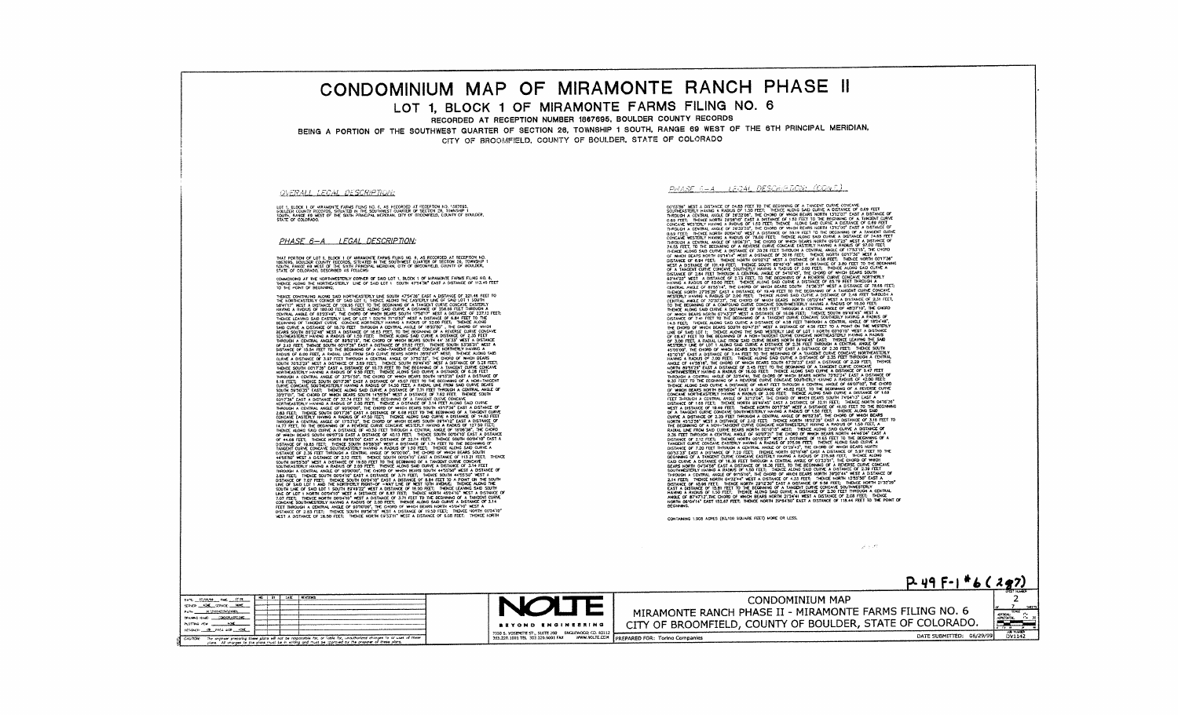# CONDOMINIUM MAP OF MIRAMONTE RANCH PHASE II

## LOT 1, BLOCK 1 OF MIRAMONTE FARMS FILING NO. 6

RECORDED AT RECEPTION NUMBER 1867695, BOULDER COUNTY RECORDS

BEING A PORTION OF THE SOUTHWEST QUARTER OF SECTION 26, TOWNSHIP 1 SOUTH, RANGE 69 WEST OF THE 6TH PRINCIPAL MERIDIAN, CITY OF BROOMFIELD, COUNTY OF BOULDER, STATE OF COLORADO

### *OVERALL LEGAL DESCRIPTION:*

LOT 1, BLOCK 1 OF MIRAMONTE FARMS FILING NO. 6, AS RECORDED AT RECEPTION NO. 1867695, BOULDER COUNTY RECORDS, SITUATED IN THE SOUTHWEST QUARTER OF SECTION 26, TOWNSHIP 1 SOUTH, RANGE 69 WEST OF THE SIXTH PRINCIPAL MERIDIAN, CITY OF BROOMFIELD, COUNTY OF BOULDER, STATE OF COLORADO.

### *PHASE 6-A LEGAL DESCRIPTION:*

THAT PORTION OF LOT 1, BLOCK 1 OF MIRAMONTE FARMS FILING NO. 6, AS RECORDED AT RECEPTION NO. 1867695, BOULDER COUNTY RECORDS, SITUATED IN THE SOUTHWEST QUARTER OF SECTION 26, TOWNSHIP 1 SOUTH, RANGE 69 WEST OF THE SIXTH PRINCIPAL MERIDIAN, CITY OF BROOMFIELD, COUNTY OF BOULDER, STATE OF COLORADO, DESCRIBED AS FOLLOWS:

COMMENCING AT THE NORTHWESTERLY CORNER OF SAID LOT 1, BLOCK 1 OF MIRAMONTE FARMS FILING NO. 6, THENCE ALONG THE NORTHEASTERLY LINE OF SAID LOT 1, SOUTH 47°54'36" EAST A DISTANCE OF 113.45 FEET TO THE POINT OF BEGINNING;

THENCE CONTINUING ALONG SAID NORTHEASTERLY LINE SOUTH 47°54'36" EAST A DISTANCE OF 221.48 FEET TO THE NORTHEASTERLY CORNER OF SAID LOT 1; THENCE ALONG THE EASTERLY LINE OF SAID LOT 1 ...

### *PHASE 6-A LEGAL DESCRIPTION: (CONT.)*

... TO THE POINT OF BEGINNING.

CONTAINING 1.905 ACRES (83,100 SQUARE FEET) MORE OR LESS.

P-49 F-1 #6 (2of7)

---

CONDOMINIUM MAP

MIRAMONTE RANCH PHASE II - MIRAMONTE FARMS FILING NO. 6

CITY OF BROOMFIELD, COUNTY OF BOULDER, STATE OF COLORADO.

PREPARED FOR: Torino Companies

DATE SUBMITTED: 06/29/99

SHEET 2 — JOB NUMBER DV1142

NOLTE — BEYOND ENGINEERING

7000 S. YOSEMITE ST., SUITE 200 ENGLEWOOD, CO 80112
303.220.1001 TEL 303.220.9001 FAX WWW.NOLTE.COM

CAUTION: The engineer preparing these plans will not be responsible for, or liable for, unauthorized changes to or uses of these plans. All changes to the plans must be in writing and must be approved by the preparer of these plans.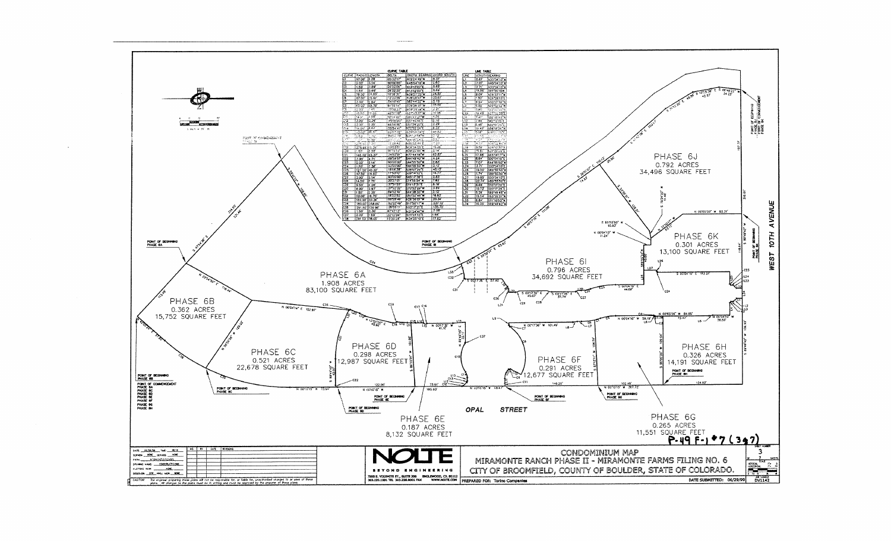# CONDOMINIUM MAP

## MIRAMONTE RANCH PHASE II - MIRAMONTE FARMS FILING NO. 6

## CITY OF BROOMFIELD, COUNTY OF BOULDER, STATE OF COLORADO.

PREPARED FOR: Torino Companies

DATE SUBMITTED: 06/29/99

SHEET NUMBER 3 OF 7 SHEETS

DV1142

P-49 F-1 #7 (347)

**NOLTE** — BEYOND ENGINEERING
7000 S. YOSEMITE ST., SUITE 200 ENGLEWOOD, CO. 80112
303.220.1001 TEL 303.220.9001 FAX WWW.NOLTE.COM

SCALE 1" = 20 ft

| PHASE | ACRES | SQUARE FEET |
|---|---|---|
| PHASE 6A | 1.908 ACRES | 83,100 SQUARE FEET |
| PHASE 6B | 0.362 ACRES | 15,752 SQUARE FEET |
| PHASE 6C | 0.521 ACRES | 22,678 SQUARE FEET |
| PHASE 6D | 0.298 ACRES | 12,987 SQUARE FEET |
| PHASE 6E | 0.187 ACRES | 8,132 SQUARE FEET |
| PHASE 6F | 0.291 ACRES | 12,677 SQUARE FEET |
| PHASE 6G | 0.265 ACRES | 11,551 SQUARE FEET |
| PHASE 6H | 0.326 ACRES | 14,191 SQUARE FEET |
| PHASE 6I | 0.796 ACRES | 34,692 SQUARE FEET |
| PHASE 6J | 0.792 ACRES | 34,496 SQUARE FEET |
| PHASE 6K | 0.301 ACRES | 13,100 SQUARE FEET |

OPAL STREET

WEST 10TH AVENUE

POINT OF COMMENCEMENT PHASE 6A, PHASE 6B, PHASE 6C, PHASE 6D, PHASE 6F, PHASE 6G, PHASE 6H

POINT OF BEGINNING PHASE 6A; POINT OF BEGINNING PHASE 6B; POINT OF BEGINNING PHASE 6C; POINT OF BEGINNING PHASE 6D; POINT OF BEGINNING PHASE 6E; POINT OF BEGINNING PHASE 6F; POINT OF BEGINNING PHASE 6G; POINT OF BEGINNING PHASE 6H; POINT OF BEGINNING PHASE 6I; POINT OF BEGINNING PHASE 6K; POINT OF BEGINNING PHASE 6J, POINT OF COMMENCEMENT PHASE 6K

## CURVE TABLE

| CURVE | RADIUS | LENGTH | DELTA | CHORD BEARING | CHORD LENGTH |
|---|---|---|---|---|---|
| C1 | 57.00' | 2.25' | 02°15'37" | N15°24'45"W | 2.27' |
| C2 | 2.00' | 3.14' | 90°00'00" | N45°24'10"W | 2.83' |
| C3 | 1.50' | 0.69' | 26°05'06" | N13°19'07"E | 0.68' |
| C4 | 1.50' | 0.69' | 26°32'20" | N13°32'03"E | 0.69' |
| C5 | 78.00' | 24.60' | 18°08'16" | N08°37'09"W | 24.53' |
| C6 | 67.00' | 20.91' | 17°53'09" | N08°29'07"W | 20.83' |
| C7 | 3.00' | 2.84' | 54°10'45" | S62°44'32"W | 2.73' |
| C8 | 65.00' | 15.79' | ... | ... | 15.75' |
| ... | ... | ... | ... | ... | ... |
| C20 | 146.00' | 13.37' | 05°14'52" | S12°05'05"E | 13.37' |
| C21 | 146.00' | 63.37' | 24°52'01" | N77°44'18"W | 62.87' |
| C22 | 3.00' | 4.71' | 89°59'59" | S44°49'42"W | 4.24' |
| C23 | 2.00' | 3.14' | 90°00'00" | S44°50'50"W | 2.83' |
| C24 | 1.50' | 2.36' | 90°00'00" | S44°59'50"W | 2.12' |
| C25 | 127.00' | 40.30' | 18°10'58" | S08°07'29"E | 40.13' |
| C26 | 47.50' | 14.80' | 17°51'11" | S09°14'11"E | 14.74' |
| C27 | 2.00' | 3.14' | 90°00'00" | S45°17'36"E | 2.83' |
| C28 | 14.50' | 7.71' | 30°27'15" | S14°55'54"W | 7.62' |
| C29 | 9.50' | 6.26' | 37°45'59" | S19°55'37"E | 6.15' |
| C30 | 6.00' | 3.97' | 37°54'30" | S10°32'44"W | 3.90' |
| C31 | 1.50' | 2.35' | 89°52'14" | S44°36'32"W | 2.12' |
| C32 | 19.00' | 16.70' | 18°25'54" | S80°02'46"W | 16.63' |
| C33 | 185.00' | 20.36' | 06°18'19" | N28°01'06"W | 20.34' |
| C34 | 185.00' | 238.85' | 73°58'38" | N17°30'17"W | 237.12' |
| C35 | 291.50' | 235.96' | 46°59'11" | N33°12'32"E | 135.70' |
| C36 | 1.50' | 2.36' | 90°00'00" | N45°24'10"W | 2.12' |
| C37 | 2.00' | 1.69' | 48°24'02" | S24°04'17"E | 1.64' |
| C38 | 291.50' | 78.45' | 15°25'16" | N34°25'10"E | 77.82' |

## LINE TABLE

| LINE | LENGTH | BEARING |
|---|---|---|
| L1 | 5.87' | ... |
| L2 | 7.07' | ... |
| L3 | 13.71' | ... |
| L4 | 19.38' | ... |
| ... | ... | ... |

DATE 06/29/99 — DESIGNER — DRAWN — CHECKED — REVISIONS

CAUTION: The engineer preparing these plans will not be responsible for, or liable for, unauthorized changes to or uses of these plans. All changes to the plans must be in writing and must be approved by the preparer of these plans.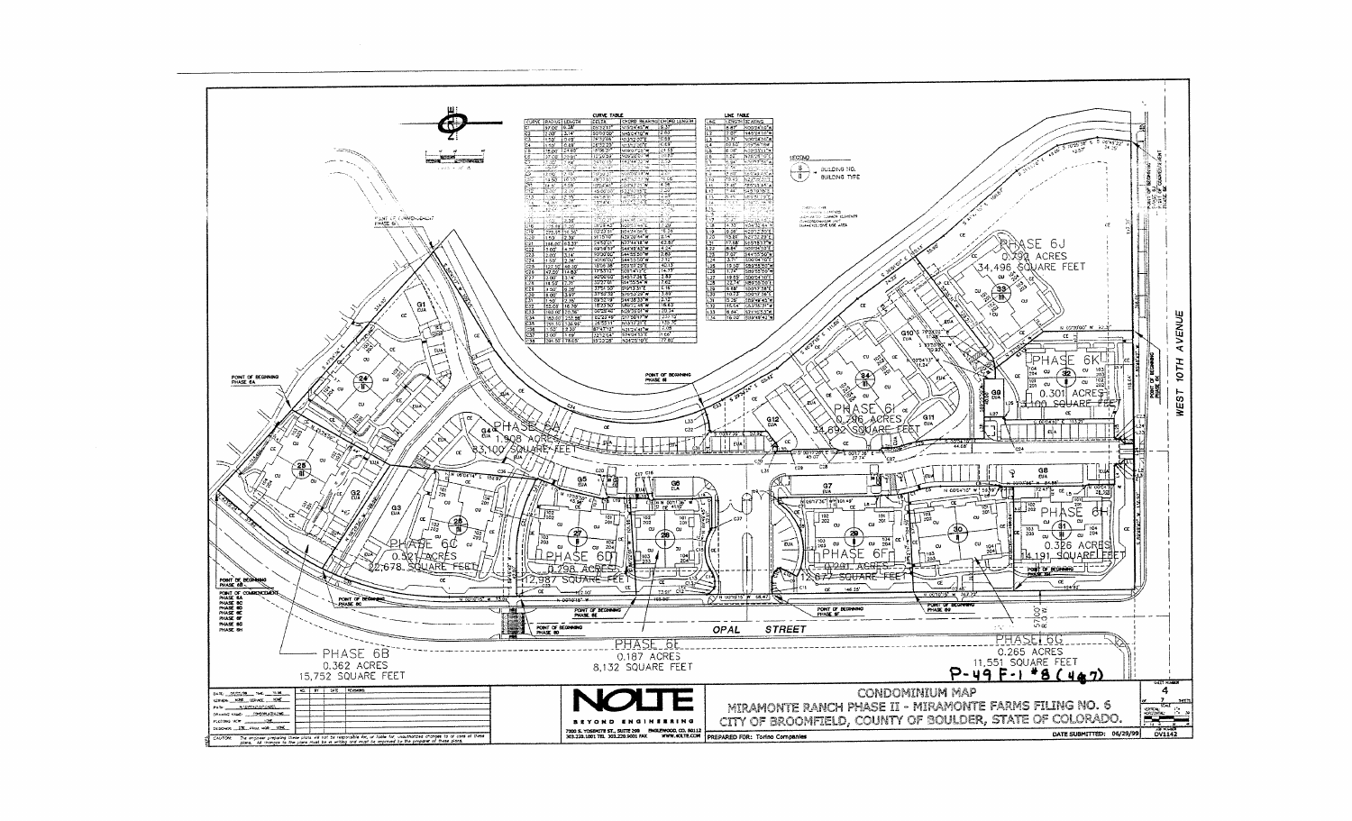# CONDOMINIUM MAP

## MIRAMONTE RANCH PHASE II - MIRAMONTE FARMS FILING NO. 6

## CITY OF BROOMFIELD, COUNTY OF BOULDER, STATE OF COLORADO.

PREPARED FOR: Torino Companies

DATE SUBMITTED: 06/29/99

SHEET NUMBER 4 OF 7 SHEETS

DV1142

P-49 F-1 #8 (447)

NOLTE
BEYOND ENGINEERING
7000 S. YOSEMITE ST., SUITE 200 ENGLEWOOD, CO. 80112
303.220.1001 TEL 303.220.9001 FAX WWW.NOLTE.COM

CAUTION: The engineer preparing these plans will not be responsible for, or liable for, unauthorized changes to or uses of these plans. All changes to the plans must be in writing and must be approved by the preparer of these plans.

LEGEND

- BUILDING NO.
- BUILDING TYPE

CURVE TABLE

LINE TABLE

PHASE 6J
0.792 ACRES
34,496 SQUARE FEET

PHASE 6K
0.301 ACRES
13,100 SQUARE FEET

PHASE 6I
0.796 ACRES
34,692 SQUARE FEET

PHASE 6A
1.908 ACRES
83,100 SQUARE FEET

PHASE 6C
0.521 ACRES
22,678 SQUARE FEET

PHASE 6D
0.298 ACRES
12,987 SQUARE FEET

PHASE 6F
0.291 ACRES
12,672 SQUARE FEET

PHASE 6H
0.326 ACRES
14,191 SQUARE FEET

PHASE 6B
0.362 ACRES
15,752 SQUARE FEET

PHASE 6E
0.187 ACRES
8,132 SQUARE FEET

PHASE 6G
0.265 ACRES
11,551 SQUARE FEET

OPAL STREET

WEST 10TH AVENUE

POINT OF COMMENCEMENT PHASE 6A, PHASE 6B, PHASE 6C, PHASE 6D, PHASE 6E, PHASE 6F, PHASE 6G, PHASE 6H

POINT OF BEGINNING PHASE 6A

POINT OF BEGINNING PHASE 6B

POINT OF BEGINNING PHASE 6C

POINT OF BEGINNING PHASE 6D

POINT OF BEGINNING PHASE 6E

POINT OF BEGINNING PHASE 6F

POINT OF BEGINNING PHASE 6G

POINT OF BEGINNING PHASE 6H

POINT OF BEGINNING PHASE 6I

POINT OF BEGINNING PHASE 6K

POINT OF COMMENCEMENT PHASE 6I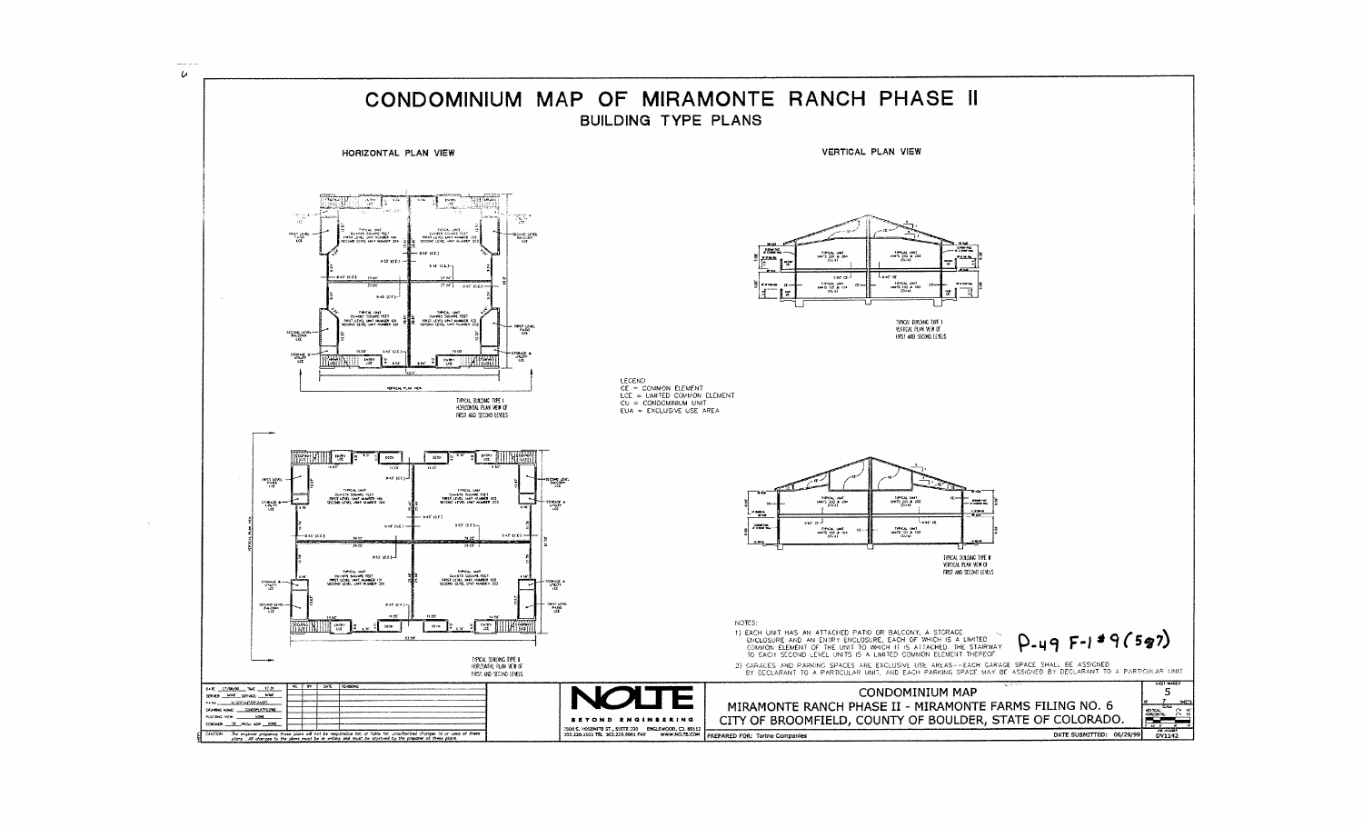# CONDOMINIUM MAP OF MIRAMONTE RANCH PHASE II

## BUILDING TYPE PLANS

HORIZONTAL PLAN VIEW

VERTICAL PLAN VIEW

TYPICAL BUILDING TYPE I HORIZONTAL PLAN VIEW OF FIRST AND SECOND LEVELS

TYPICAL BUILDING TYPE I VERTICAL PLAN VIEW OF FIRST AND SECOND LEVELS

LEGEND
CE = COMMON ELEMENT
LCE = LIMITED COMMON ELEMENT
CU = CONDOMINIUM UNIT
EUA = EXCLUSIVE USE AREA

TYPICAL BUILDING TYPE II HORIZONTAL PLAN VIEW OF FIRST AND SECOND LEVELS

TYPICAL BUILDING TYPE II VERTICAL PLAN VIEW OF FIRST AND SECOND LEVELS

NOTES:

1) EACH UNIT HAS AN ATTACHED PATIO OR BALCONY, A STORAGE ENCLOSURE AND AN ENTRY ENCLOSURE, EACH OF WHICH IS A LIMITED COMMON ELEMENT OF THE UNIT TO WHICH IT IS ATTACHED. THE STAIRWAY TO EACH SECOND LEVEL UNITS IS A LIMITED COMMON ELEMENT THEREOF.
2) GARAGES AND PARKING SPACES ARE EXCLUSIVE USE AREAS—EACH GARAGE SPACE SHALL BE ASSIGNED BY DECLARANT TO A PARTICULAR UNIT, AND EACH PARKING SPACE MAY BE ASSIGNED BY DECLARANT TO A PARTICULAR UNIT.

P-49 F-1 #9 (5&7)

NOLTE
BEYOND ENGINEERING
7500 E. YOSEMITE ST., SUITE 200 ENGLEWOOD, CO. 80112
303.220.1501 TEL 303.220.9001 FAX WWW.NOLTE.COM

CONDOMINIUM MAP
MIRAMONTE RANCH PHASE II - MIRAMONTE FARMS FILING NO. 6
CITY OF BROOMFIELD, COUNTY OF BOULDER, STATE OF COLORADO.

PREPARED FOR: Torine Companies

DATE SUBMITTED: 06/29/99

SHEET NUMBER 5 OF 7 SHEETS

DV1142

CAUTION: The engineer preparing these plans will not be responsible for, or liable for, unauthorized changes to or uses of these plans. All changes to the plans must be in writing and must be approved by the preparer of these plans.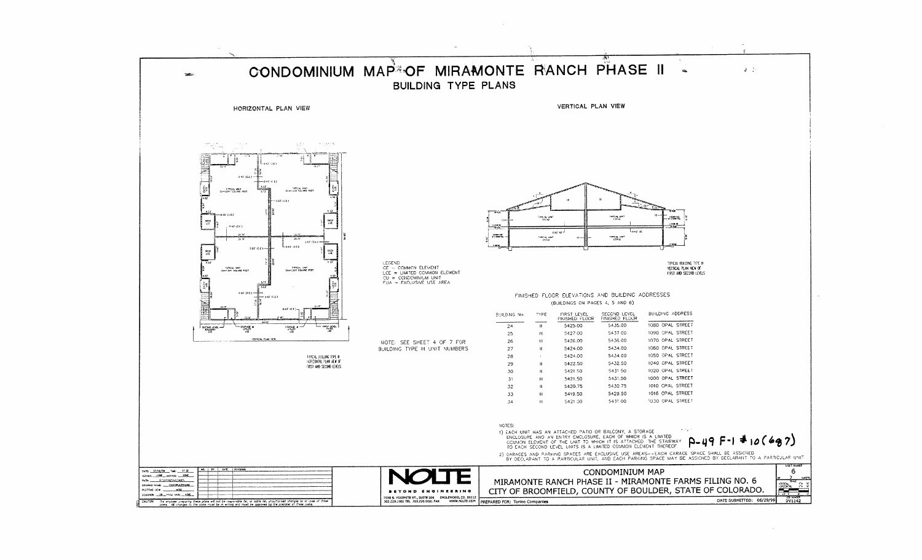# CONDOMINIUM MAP OF MIRAMONTE RANCH PHASE II

## BUILDING TYPE PLANS

HORIZONTAL PLAN VIEW

TYPICAL BUILDING TYPE III HORIZONTAL PLAN VIEW OF FIRST AND SECOND LEVELS

VERTICAL PLAN VIEW

TYPICAL BUILDING TYPE III VERTICAL PLAN VIEW OF FIRST AND SECOND LEVELS

LEGEND
CE = COMMON ELEMENT
LCE = LIMITED COMMON ELEMENT
CU = CONDOMINIUM UNIT
EUA = EXCLUSIVE USE AREA

NOTE: SEE SHEET 4 OF 7 FOR BUILDING TYPE III UNIT NUMBERS

FINISHED FLOOR ELEVATIONS AND BUILDING ADDRESSES
(BUILDINGS ON PAGES 4, 5 AND 6)

| BUILDING No. | TYPE | FIRST LEVEL FINISHED FLOOR | SECOND LEVEL FINISHED FLOOR | BUILDING ADDRESS |
|---|---|---|---|---|
| 24 | III | 5425.00 | 5435.00 | 1080 OPAL STREET |
| 25 | III | 5427.00 | 5437.00 | 1090 OPAL STREET |
| 26 | III | 5426.00 | 5436.00 | 1070 OPAL STREET |
| 27 | III | 5424.00 | 5434.00 | 1060 OPAL STREET |
| 28 | I | 5424.00 | 5434.00 | 1050 OPAL STREET |
| 29 | III | 5422.50 | 5432.50 | 1040 OPAL STREET |
| 30 | III | 5421.50 | 5431.50 | 1020 OPAL STREET |
| 31 | III | 5421.50 | 5431.50 | 1000 OPAL STREET |
| 32 | III | 5420.75 | 5430.75 | 1010 OPAL STREET |
| 33 | III | 5419.50 | 5429.50 | 1016 OPAL STREET |
| 34 | III | 5421.00 | 5431.00 | 1030 OPAL STREET |

NOTES:

1) EACH UNIT HAS AN ATTACHED PATIO OR BALCONY, A STORAGE ENCLOSURE AND AN ENTRY ENCLOSURE, EACH OF WHICH IS A LIMITED COMMON ELEMENT OF THE UNIT TO WHICH IT IS ATTACHED. THE STAIRWAY TO EACH SECOND LEVEL UNITS IS A LIMITED COMMON ELEMENT THEREOF.

2) GARAGES AND PARKING SPACES ARE EXCLUSIVE USE AREAS--EACH GARAGE SPACE SHALL BE ASSIGNED BY DECLARANT TO A PARTICULAR UNIT, AND EACH PARKING SPACE MAY BE ASSIGNED BY DECLARANT TO A PARTICULAR UNIT.

P-49 F-1 #10(697)

NOLTE
BEYOND ENGINEERING
7000 S. YOSEMITE ST., SUITE 200 ENGLEWOOD, CO 80112
303.220.6400 TEL 303.220.9001 FAX WWW.NOLTE.COM

CONDOMINIUM MAP
MIRAMONTE RANCH PHASE II - MIRAMONTE FARMS FILING NO. 6
CITY OF BROOMFIELD, COUNTY OF BOULDER, STATE OF COLORADO.

PREPARED FOR: Torino Companies

DATE SUBMITTED: 06/29/99

SHEET NUMBER 6 OF 7 SHEETS

DV1142

CAUTION: The engineer preparing these plans will not be responsible for, or liable for, unauthorized changes to or uses of these plans. All changes to the plans must be in writing and must be approved by the preparer of these plans.